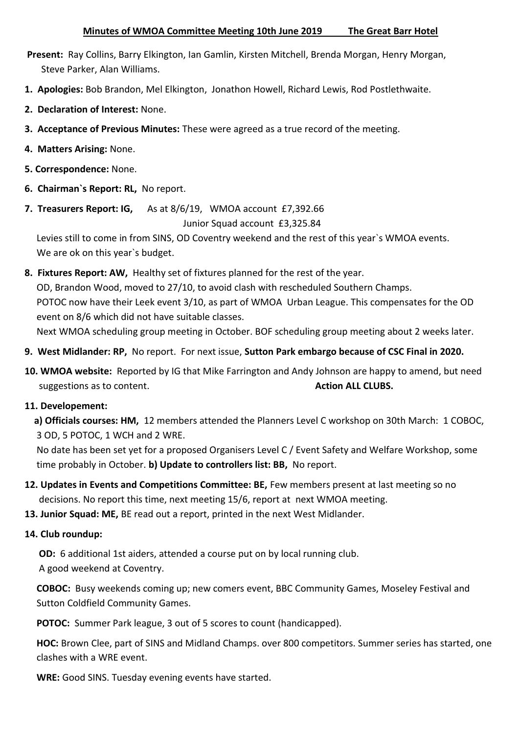**Minutes of WMOA Committee Meeting 10th June 2019 The Great Barr Hotel**

**Present:** Ray Collins, Barry Elkington, Ian Gamlin, Kirsten Mitchell, Brenda Morgan, Henry Morgan, Steve Parker, Alan Williams.

1. **Apologies:** Bob Brandon, Mel Elkington, Jonathon Howell, Richard Lewis, Rod Postlethwaite.
2. **Declaration of Interest:** None.
3. **Acceptance of Previous Minutes:** These were agreed as a true record of the meeting.
4. **Matters Arising:** None.
5. **Correspondence:** None.
6. **Chairman`s Report: RL,** No report.
7. **Treasurers Report: IG,** As at 8/6/19, WMOA account £7,392.66
   Junior Squad account £3,325.84
   Levies still to come in from SINS, OD Coventry weekend and the rest of this year`s WMOA events.
   We are ok on this year`s budget.
8. **Fixtures Report: AW,** Healthy set of fixtures planned for the rest of the year.
   OD, Brandon Wood, moved to 27/10, to avoid clash with rescheduled Southern Champs.
   POTOC now have their Leek event 3/10, as part of WMOA Urban League. This compensates for the OD event on 8/6 which did not have suitable classes.
   Next WMOA scheduling group meeting in October. BOF scheduling group meeting about 2 weeks later.
9. **West Midlander: RP,** No report. For next issue, **Sutton Park embargo because of CSC Final in 2020.**
10. **WMOA website:** Reported by IG that Mike Farrington and Andy Johnson are happy to amend, but need suggestions as to content. **Action ALL CLUBS.**
11. **Developement:**
    **a) Officials courses: HM,** 12 members attended the Planners Level C workshop on 30th March: 1 COBOC, 3 OD, 5 POTOC, 1 WCH and 2 WRE.
    No date has been set yet for a proposed Organisers Level C / Event Safety and Welfare Workshop, some time probably in October. **b) Update to controllers list: BB,** No report.
12. **Updates in Events and Competitions Committee: BE,** Few members present at last meeting so no decisions. No report this time, next meeting 15/6, report at next WMOA meeting.
13. **Junior Squad: ME,** BE read out a report, printed in the next West Midlander.
14. **Club roundup:**

    **OD:** 6 additional 1st aiders, attended a course put on by local running club.
    A good weekend at Coventry.

    **COBOC:** Busy weekends coming up; new comers event, BBC Community Games, Moseley Festival and Sutton Coldfield Community Games.

    **POTOC:** Summer Park league, 3 out of 5 scores to count (handicapped).

    **HOC:** Brown Clee, part of SINS and Midland Champs. over 800 competitors. Summer series has started, one clashes with a WRE event.

    **WRE:** Good SINS. Tuesday evening events have started.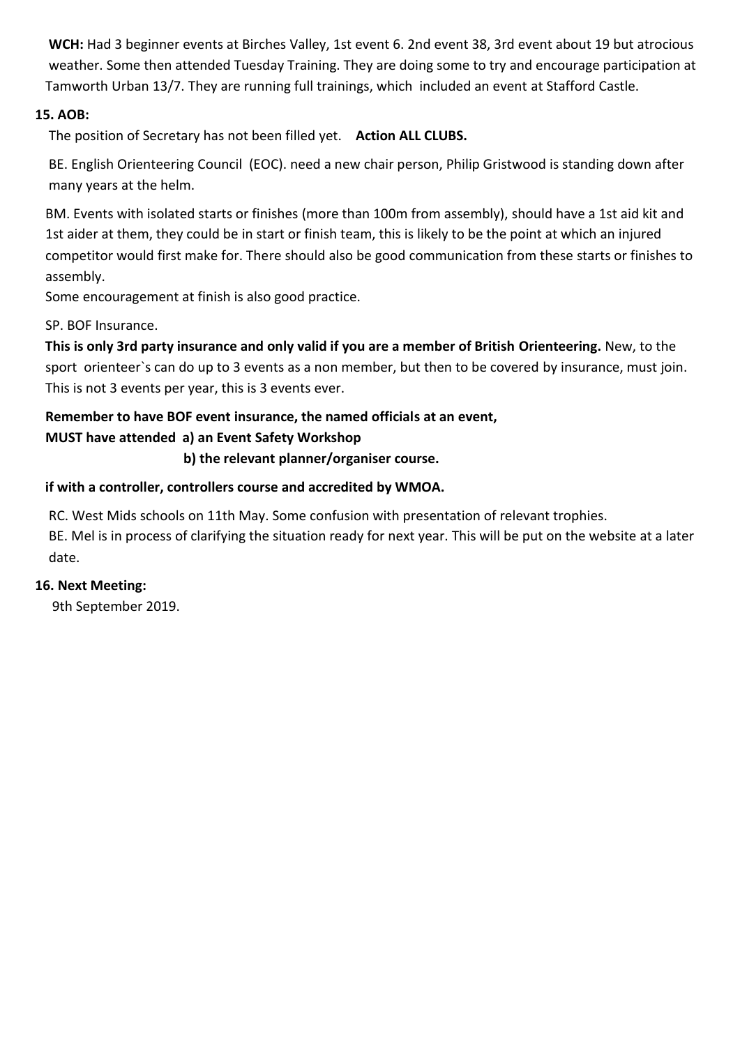**WCH:** Had 3 beginner events at Birches Valley, 1st event 6. 2nd event 38, 3rd event about 19 but atrocious weather. Some then attended Tuesday Training. They are doing some to try and encourage participation at Tamworth Urban 13/7. They are running full trainings, which included an event at Stafford Castle.

**15. AOB:**

The position of Secretary has not been filled yet. **Action ALL CLUBS.**

BE. English Orienteering Council (EOC). need a new chair person, Philip Gristwood is standing down after many years at the helm.

BM. Events with isolated starts or finishes (more than 100m from assembly), should have a 1st aid kit and 1st aider at them, they could be in start or finish team, this is likely to be the point at which an injured competitor would first make for. There should also be good communication from these starts or finishes to assembly.
Some encouragement at finish is also good practice.

SP. BOF Insurance.

**This is only 3rd party insurance and only valid if you are a member of British Orienteering.** New, to the sport orienteer`s can do up to 3 events as a non member, but then to be covered by insurance, must join. This is not 3 events per year, this is 3 events ever.

**Remember to have BOF event insurance, the named officials at an event,**
**MUST have attended a) an Event Safety Workshop**
**b) the relevant planner/organiser course.**

**if with a controller, controllers course and accredited by WMOA.**

RC. West Mids schools on 11th May. Some confusion with presentation of relevant trophies.
BE. Mel is in process of clarifying the situation ready for next year. This will be put on the website at a later date.

**16. Next Meeting:**

9th September 2019.